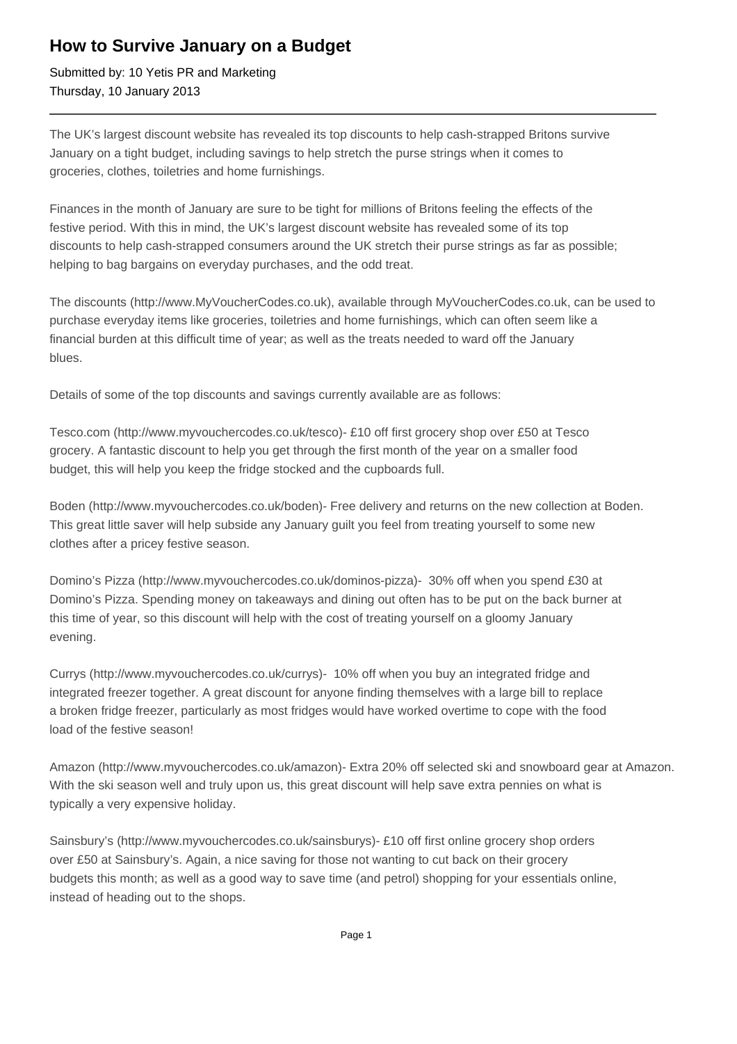# How to Survive January on a Budget

Submitted by: 10 Yetis PR and Marketing
Thursday, 10 January 2013

---

The UK's largest discount website has revealed its top discounts to help cash-strapped Britons survive January on a tight budget, including savings to help stretch the purse strings when it comes to groceries, clothes, toiletries and home furnishings.

Finances in the month of January are sure to be tight for millions of Britons feeling the effects of the festive period. With this in mind, the UK's largest discount website has revealed some of its top discounts to help cash-strapped consumers around the UK stretch their purse strings as far as possible; helping to bag bargains on everyday purchases, and the odd treat.

The discounts (http://www.MyVoucherCodes.co.uk), available through MyVoucherCodes.co.uk, can be used to purchase everyday items like groceries, toiletries and home furnishings, which can often seem like a financial burden at this difficult time of year; as well as the treats needed to ward off the January blues.

Details of some of the top discounts and savings currently available are as follows:

Tesco.com (http://www.myvouchercodes.co.uk/tesco)- £10 off first grocery shop over £50 at Tesco grocery. A fantastic discount to help you get through the first month of the year on a smaller food budget, this will help you keep the fridge stocked and the cupboards full.

Boden (http://www.myvouchercodes.co.uk/boden)- Free delivery and returns on the new collection at Boden. This great little saver will help subside any January guilt you feel from treating yourself to some new clothes after a pricey festive season.

Domino's Pizza (http://www.myvouchercodes.co.uk/dominos-pizza)- 30% off when you spend £30 at Domino's Pizza. Spending money on takeaways and dining out often has to be put on the back burner at this time of year, so this discount will help with the cost of treating yourself on a gloomy January evening.

Currys (http://www.myvouchercodes.co.uk/currys)- 10% off when you buy an integrated fridge and integrated freezer together. A great discount for anyone finding themselves with a large bill to replace a broken fridge freezer, particularly as most fridges would have worked overtime to cope with the food load of the festive season!

Amazon (http://www.myvouchercodes.co.uk/amazon)- Extra 20% off selected ski and snowboard gear at Amazon. With the ski season well and truly upon us, this great discount will help save extra pennies on what is typically a very expensive holiday.

Sainsbury's (http://www.myvouchercodes.co.uk/sainsburys)- £10 off first online grocery shop orders over £50 at Sainsbury's. Again, a nice saving for those not wanting to cut back on their grocery budgets this month; as well as a good way to save time (and petrol) shopping for your essentials online, instead of heading out to the shops.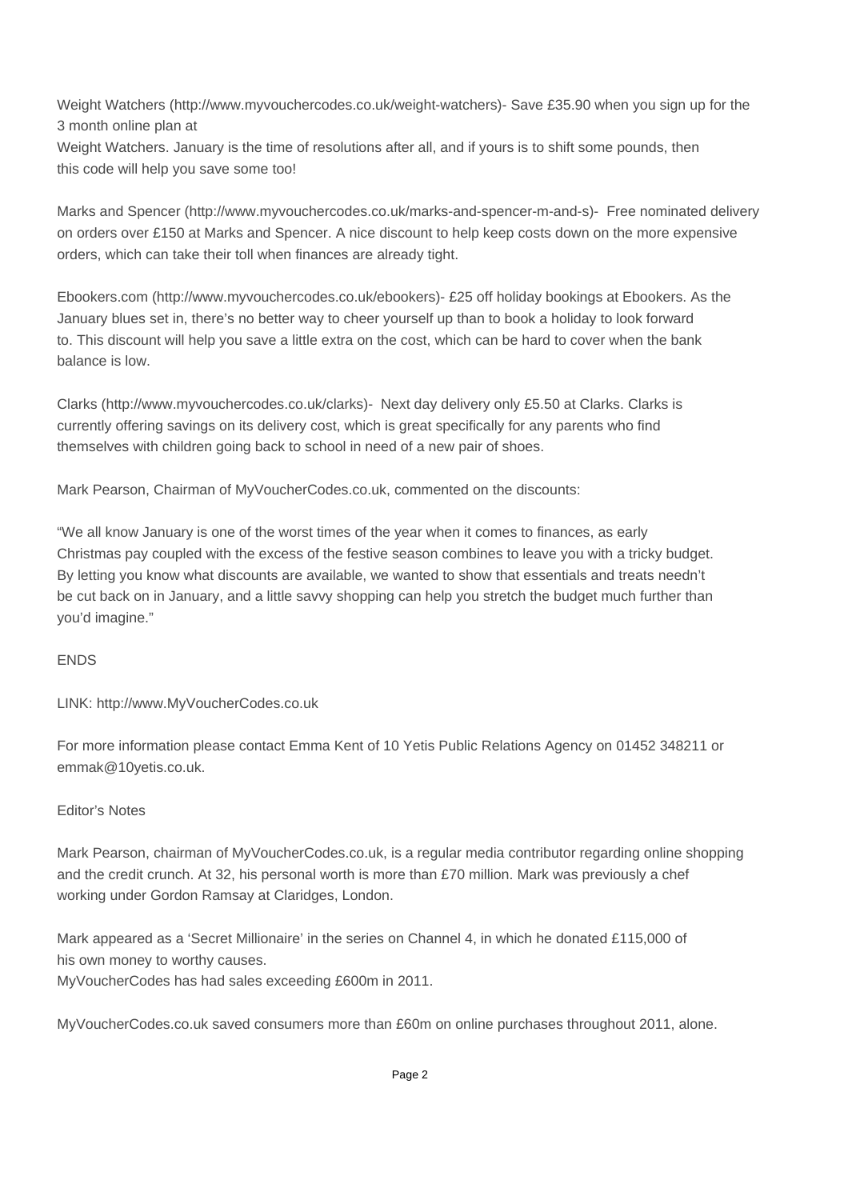Weight Watchers (http://www.myvouchercodes.co.uk/weight-watchers)- Save £35.90 when you sign up for the 3 month online plan at Weight Watchers. January is the time of resolutions after all, and if yours is to shift some pounds, then this code will help you save some too!

Marks and Spencer (http://www.myvouchercodes.co.uk/marks-and-spencer-m-and-s)- Free nominated delivery on orders over £150 at Marks and Spencer. A nice discount to help keep costs down on the more expensive orders, which can take their toll when finances are already tight.

Ebookers.com (http://www.myvouchercodes.co.uk/ebookers)- £25 off holiday bookings at Ebookers. As the January blues set in, there's no better way to cheer yourself up than to book a holiday to look forward to. This discount will help you save a little extra on the cost, which can be hard to cover when the bank balance is low.

Clarks (http://www.myvouchercodes.co.uk/clarks)- Next day delivery only £5.50 at Clarks. Clarks is currently offering savings on its delivery cost, which is great specifically for any parents who find themselves with children going back to school in need of a new pair of shoes.

Mark Pearson, Chairman of MyVoucherCodes.co.uk, commented on the discounts:

"We all know January is one of the worst times of the year when it comes to finances, as early Christmas pay coupled with the excess of the festive season combines to leave you with a tricky budget. By letting you know what discounts are available, we wanted to show that essentials and treats needn't be cut back on in January, and a little savvy shopping can help you stretch the budget much further than you'd imagine."

ENDS

LINK: http://www.MyVoucherCodes.co.uk

For more information please contact Emma Kent of 10 Yetis Public Relations Agency on 01452 348211 or emmak@10yetis.co.uk.

Editor's Notes

Mark Pearson, chairman of MyVoucherCodes.co.uk, is a regular media contributor regarding online shopping and the credit crunch. At 32, his personal worth is more than £70 million. Mark was previously a chef working under Gordon Ramsay at Claridges, London.

Mark appeared as a 'Secret Millionaire' in the series on Channel 4, in which he donated £115,000 of his own money to worthy causes.
MyVoucherCodes has had sales exceeding £600m in 2011.

MyVoucherCodes.co.uk saved consumers more than £60m on online purchases throughout 2011, alone.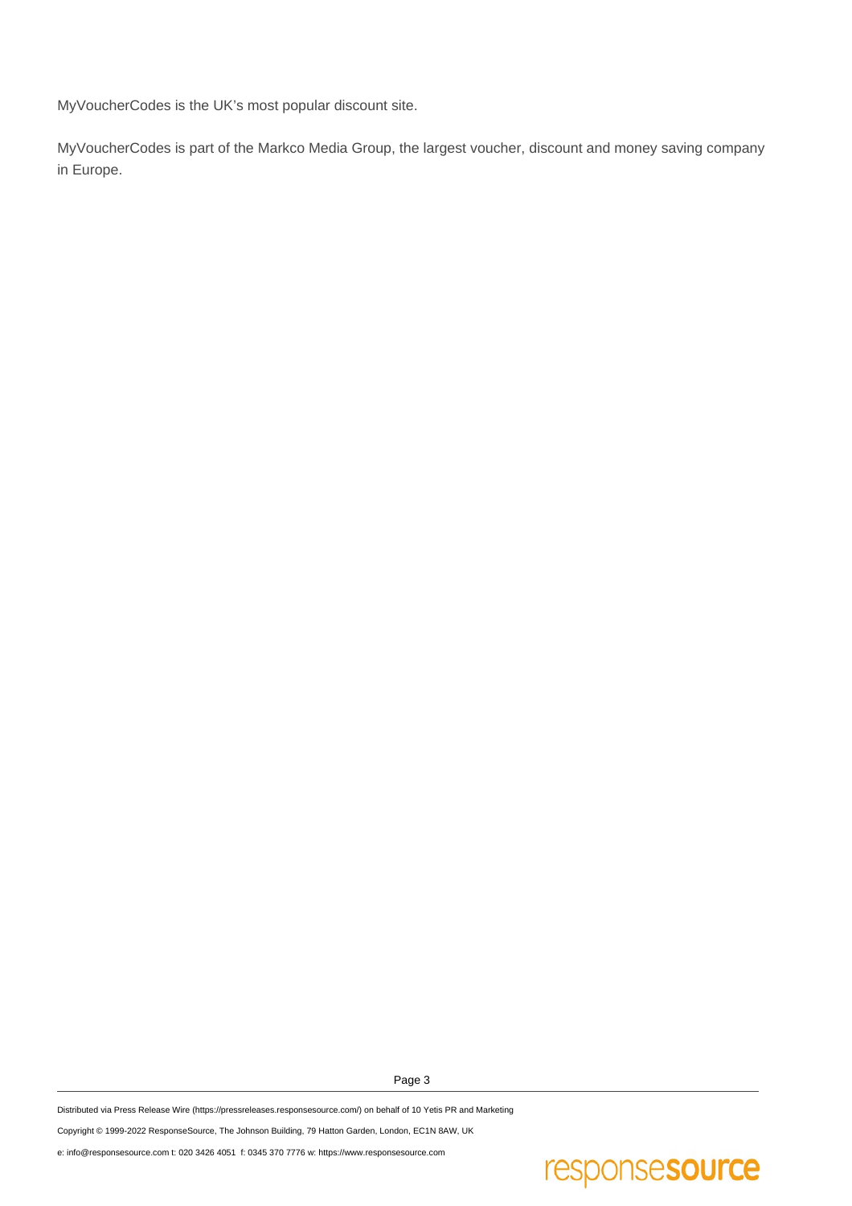MyVoucherCodes is the UK's most popular discount site.

MyVoucherCodes is part of the Markco Media Group, the largest voucher, discount and money saving company in Europe.